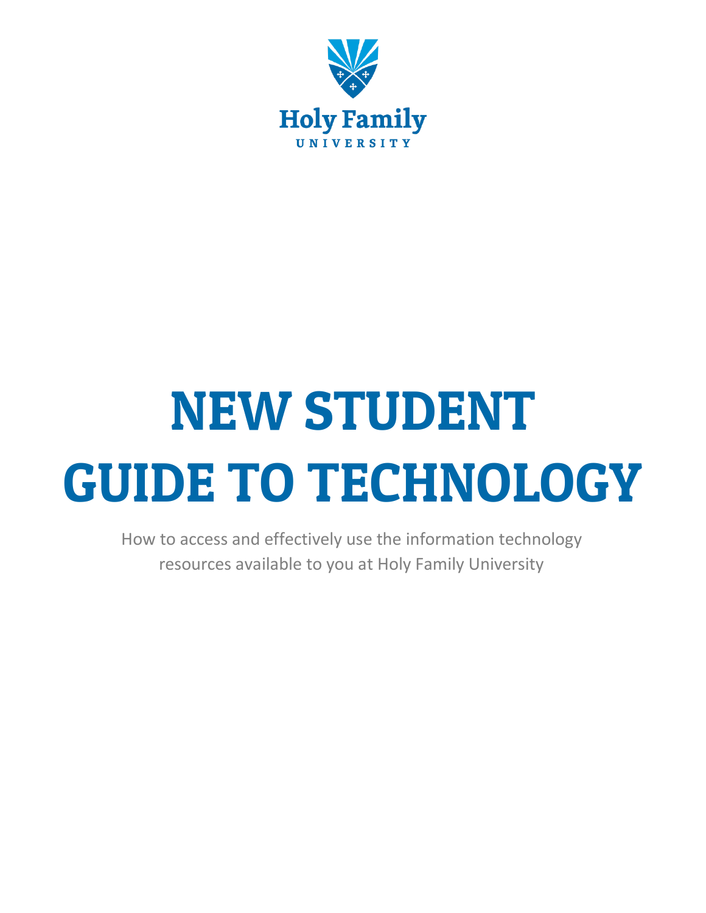Holy Family

UNIVERSITY

# NEW STUDENT GUIDE TO TECHNOLOGY

How to access and effectively use the information technology resources available to you at Holy Family University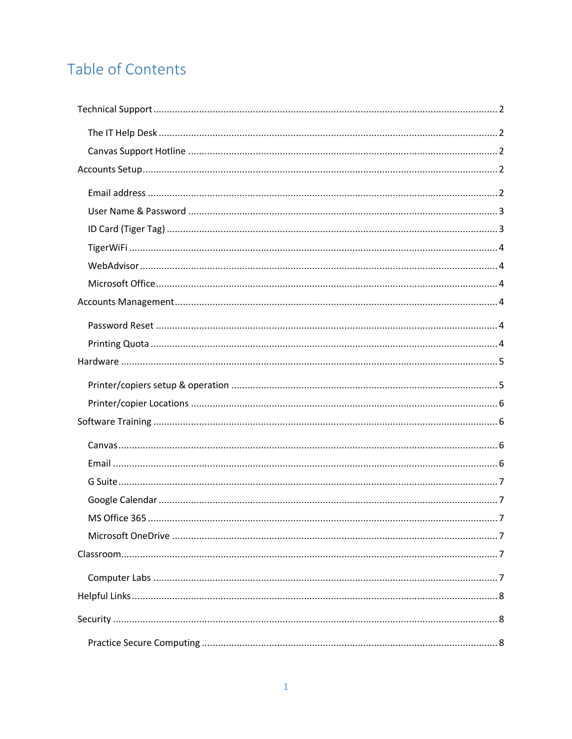# Table of Contents

- Technical Support ........ 2
  - The IT Help Desk ........ 2
  - Canvas Support Hotline ........ 2
- Accounts Setup ........ 2
  - Email address ........ 2
  - User Name & Password ........ 3
  - ID Card (Tiger Tag) ........ 3
  - TigerWiFi ........ 4
  - WebAdvisor ........ 4
  - Microsoft Office ........ 4
- Accounts Management ........ 4
  - Password Reset ........ 4
  - Printing Quota ........ 4
- Hardware ........ 5
  - Printer/copiers setup & operation ........ 5
  - Printer/copier Locations ........ 6
- Software Training ........ 6
  - Canvas ........ 6
  - Email ........ 6
  - G Suite ........ 7
  - Google Calendar ........ 7
  - MS Office 365 ........ 7
  - Microsoft OneDrive ........ 7
- Classroom ........ 7
  - Computer Labs ........ 7
- Helpful Links ........ 8
- Security ........ 8
  - Practice Secure Computing ........ 8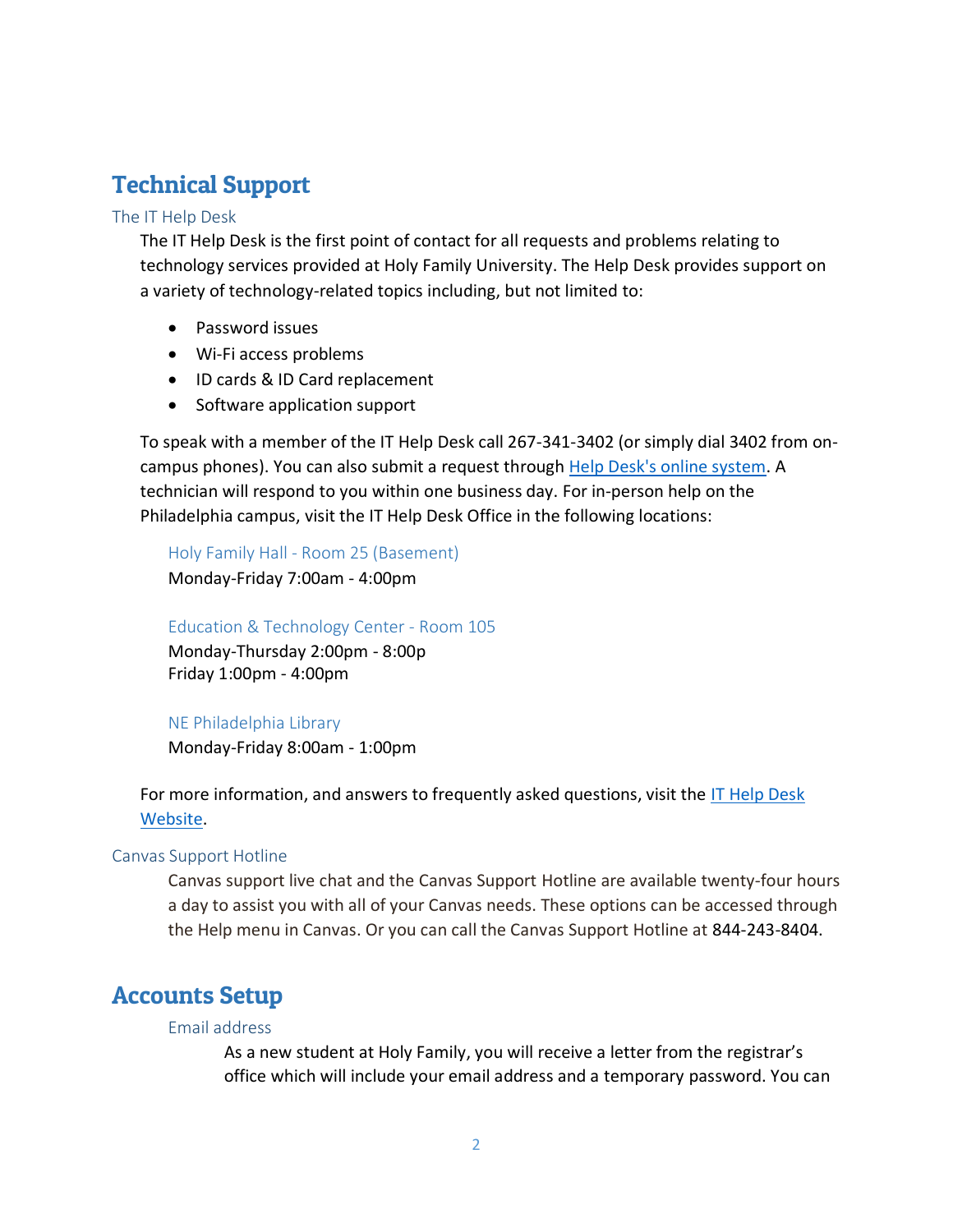# Technical Support

## The IT Help Desk

The IT Help Desk is the first point of contact for all requests and problems relating to technology services provided at Holy Family University. The Help Desk provides support on a variety of technology-related topics including, but not limited to:

- Password issues
- Wi-Fi access problems
- ID cards & ID Card replacement
- Software application support

To speak with a member of the IT Help Desk call 267-341-3402 (or simply dial 3402 from on-campus phones). You can also submit a request through [Help Desk's online system](). A technician will respond to you within one business day. For in-person help on the Philadelphia campus, visit the IT Help Desk Office in the following locations:

### Holy Family Hall - Room 25 (Basement)

Monday-Friday 7:00am - 4:00pm

### Education & Technology Center - Room 105

Monday-Thursday 2:00pm - 8:00p
Friday 1:00pm - 4:00pm

### NE Philadelphia Library

Monday-Friday 8:00am - 1:00pm

For more information, and answers to frequently asked questions, visit the [IT Help Desk Website]().

## Canvas Support Hotline

Canvas support live chat and the Canvas Support Hotline are available twenty-four hours a day to assist you with all of your Canvas needs. These options can be accessed through the Help menu in Canvas. Or you can call the Canvas Support Hotline at 844-243-8404.

# Accounts Setup

## Email address

As a new student at Holy Family, you will receive a letter from the registrar's office which will include your email address and a temporary password. You can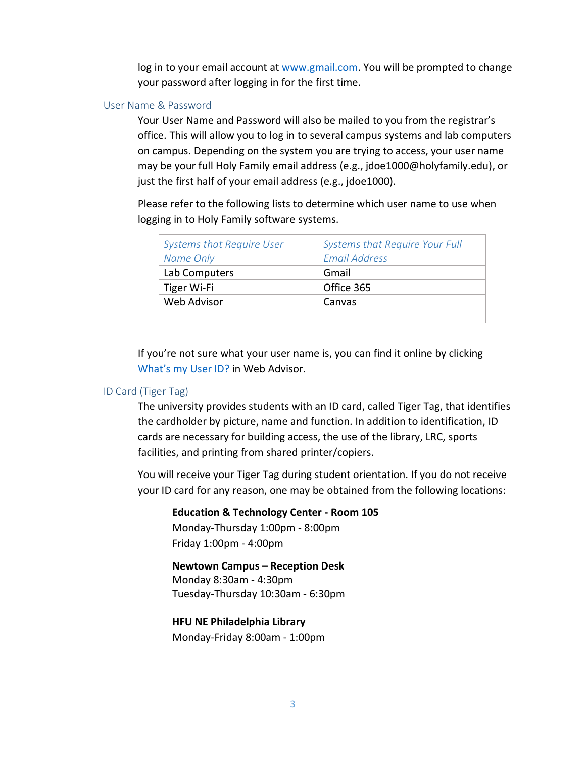log in to your email account at [www.gmail.com](http://www.gmail.com). You will be prompted to change your password after logging in for the first time.

### User Name & Password

Your User Name and Password will also be mailed to you from the registrar's office. This will allow you to log in to several campus systems and lab computers on campus. Depending on the system you are trying to access, your user name may be your full Holy Family email address (e.g., jdoe1000@holyfamily.edu), or just the first half of your email address (e.g., jdoe1000).

Please refer to the following lists to determine which user name to use when logging in to Holy Family software systems.

| *Systems that Require User Name Only* | *Systems that Require Your Full Email Address* |
|---|---|
| Lab Computers | Gmail |
| Tiger Wi-Fi | Office 365 |
| Web Advisor | Canvas |
| | |

If you're not sure what your user name is, you can find it online by clicking [What's my User ID?]() in Web Advisor.

### ID Card (Tiger Tag)

The university provides students with an ID card, called Tiger Tag, that identifies the cardholder by picture, name and function. In addition to identification, ID cards are necessary for building access, the use of the library, LRC, sports facilities, and printing from shared printer/copiers.

You will receive your Tiger Tag during student orientation. If you do not receive your ID card for any reason, one may be obtained from the following locations:

**Education & Technology Center - Room 105**
Monday-Thursday 1:00pm - 8:00pm
Friday 1:00pm - 4:00pm

**Newtown Campus – Reception Desk**
Monday 8:30am - 4:30pm
Tuesday-Thursday 10:30am - 6:30pm

**HFU NE Philadelphia Library**
Monday-Friday 8:00am - 1:00pm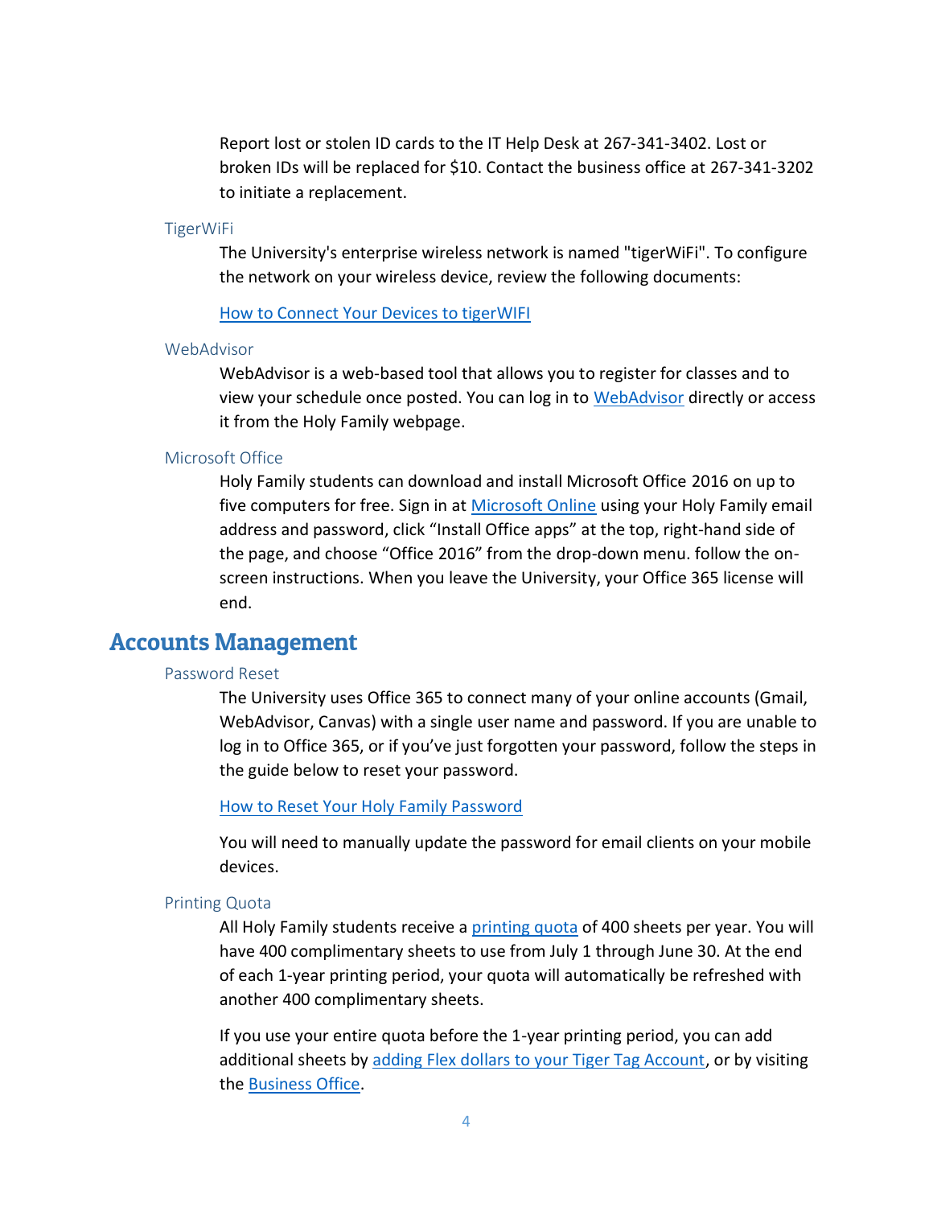Report lost or stolen ID cards to the IT Help Desk at 267-341-3402. Lost or broken IDs will be replaced for $10. Contact the business office at 267-341-3202 to initiate a replacement.

### TigerWiFi

The University's enterprise wireless network is named "tigerWiFi". To configure the network on your wireless device, review the following documents:

How to Connect Your Devices to tigerWIFI

### WebAdvisor

WebAdvisor is a web-based tool that allows you to register for classes and to view your schedule once posted. You can log in to WebAdvisor directly or access it from the Holy Family webpage.

### Microsoft Office

Holy Family students can download and install Microsoft Office 2016 on up to five computers for free. Sign in at Microsoft Online using your Holy Family email address and password, click "Install Office apps" at the top, right-hand side of the page, and choose "Office 2016" from the drop-down menu. follow the on-screen instructions. When you leave the University, your Office 365 license will end.

## Accounts Management

### Password Reset

The University uses Office 365 to connect many of your online accounts (Gmail, WebAdvisor, Canvas) with a single user name and password. If you are unable to log in to Office 365, or if you've just forgotten your password, follow the steps in the guide below to reset your password.

How to Reset Your Holy Family Password

You will need to manually update the password for email clients on your mobile devices.

### Printing Quota

All Holy Family students receive a printing quota of 400 sheets per year. You will have 400 complimentary sheets to use from July 1 through June 30. At the end of each 1-year printing period, your quota will automatically be refreshed with another 400 complimentary sheets.

If you use your entire quota before the 1-year printing period, you can add additional sheets by adding Flex dollars to your Tiger Tag Account, or by visiting the Business Office.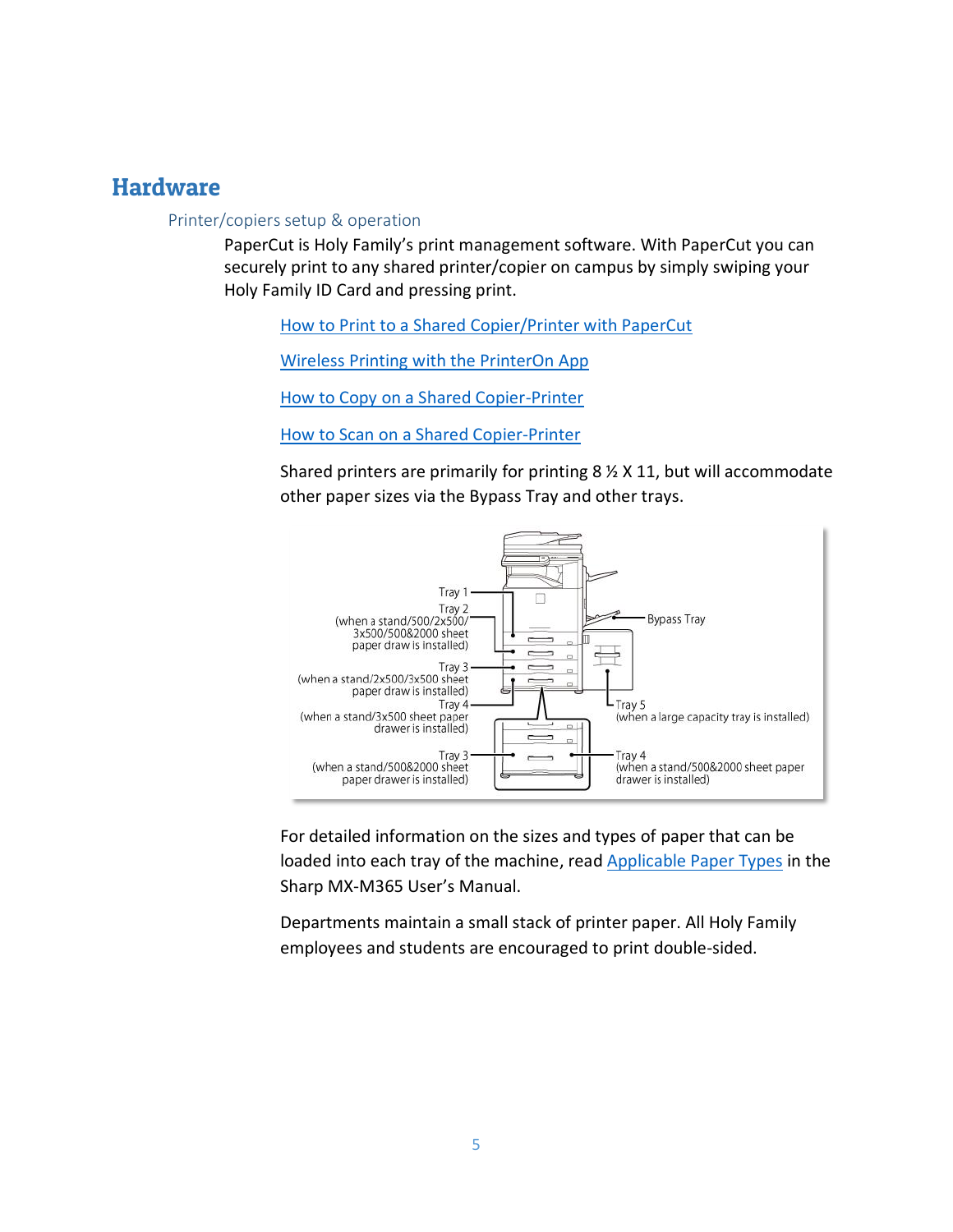# Hardware

## Printer/copiers setup & operation

PaperCut is Holy Family's print management software. With PaperCut you can securely print to any shared printer/copier on campus by simply swiping your Holy Family ID Card and pressing print.

[How to Print to a Shared Copier/Printer with PaperCut](#)

[Wireless Printing with the PrinterOn App](#)

[How to Copy on a Shared Copier-Printer](#)

[How to Scan on a Shared Copier-Printer](#)

Shared printers are primarily for printing 8 ½ X 11, but will accommodate other paper sizes via the Bypass Tray and other trays.

Tray 1

Tray 2 (when a stand/500/2x500/3x500/500&2000 sheet paper draw is installed)

Tray 3 (when a stand/2x500/3x500 sheet paper draw is installed)

Tray 4 (when a stand/3x500 sheet paper drawer is installed)

Tray 3 (when a stand/500&2000 sheet paper drawer is installed)

Bypass Tray

Tray 5 (when a large capacity tray is installed)

Tray 4 (when a stand/500&2000 sheet paper drawer is installed)

For detailed information on the sizes and types of paper that can be loaded into each tray of the machine, read [Applicable Paper Types](#) in the Sharp MX-M365 User's Manual.

Departments maintain a small stack of printer paper. All Holy Family employees and students are encouraged to print double-sided.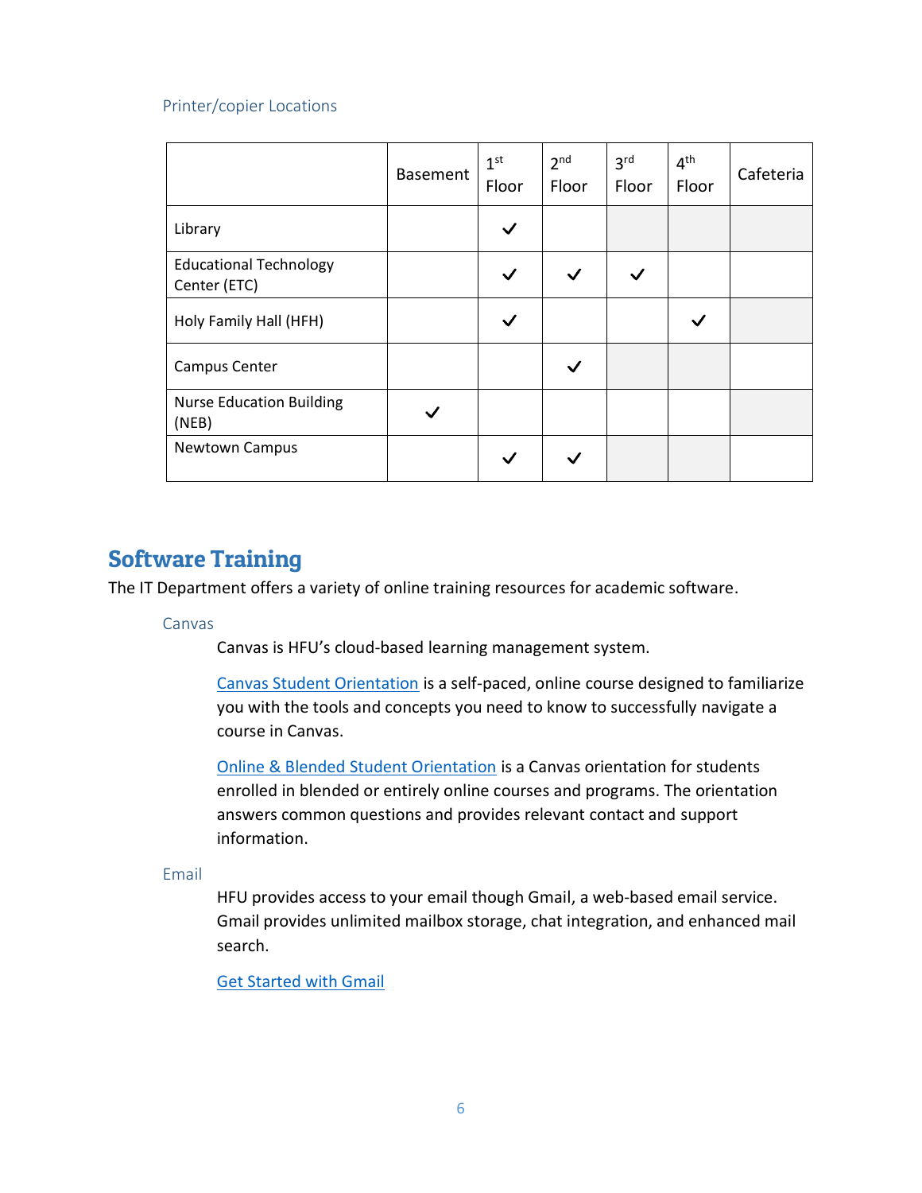### Printer/copier Locations

| | Basement | 1st Floor | 2nd Floor | 3rd Floor | 4th Floor | Cafeteria |
|---|---|---|---|---|---|---|
| Library | | ✓ | | | | |
| Educational Technology Center (ETC) | | ✓ | ✓ | ✓ | | |
| Holy Family Hall (HFH) | | ✓ | | | ✓ | |
| Campus Center | | | ✓ | | | |
| Nurse Education Building (NEB) | ✓ | | | | | |
| Newtown Campus | | ✓ | ✓ | | | |

## Software Training

The IT Department offers a variety of online training resources for academic software.

### Canvas

Canvas is HFU's cloud-based learning management system.

Canvas Student Orientation is a self-paced, online course designed to familiarize you with the tools and concepts you need to know to successfully navigate a course in Canvas.

Online & Blended Student Orientation is a Canvas orientation for students enrolled in blended or entirely online courses and programs. The orientation answers common questions and provides relevant contact and support information.

### Email

HFU provides access to your email though Gmail, a web-based email service. Gmail provides unlimited mailbox storage, chat integration, and enhanced mail search.

Get Started with Gmail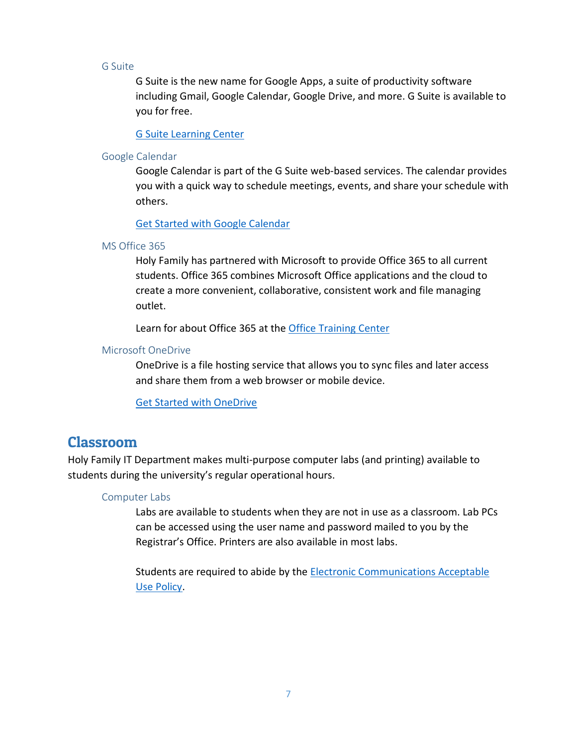### G Suite

G Suite is the new name for Google Apps, a suite of productivity software including Gmail, Google Calendar, Google Drive, and more. G Suite is available to you for free.

[G Suite Learning Center]

### Google Calendar

Google Calendar is part of the G Suite web-based services. The calendar provides you with a quick way to schedule meetings, events, and share your schedule with others.

[Get Started with Google Calendar]

### MS Office 365

Holy Family has partnered with Microsoft to provide Office 365 to all current students. Office 365 combines Microsoft Office applications and the cloud to create a more convenient, collaborative, consistent work and file managing outlet.

Learn for about Office 365 at the [Office Training Center]

### Microsoft OneDrive

OneDrive is a file hosting service that allows you to sync files and later access and share them from a web browser or mobile device.

[Get Started with OneDrive]

## Classroom

Holy Family IT Department makes multi-purpose computer labs (and printing) available to students during the university's regular operational hours.

### Computer Labs

Labs are available to students when they are not in use as a classroom. Lab PCs can be accessed using the user name and password mailed to you by the Registrar's Office. Printers are also available in most labs.

Students are required to abide by the [Electronic Communications Acceptable Use Policy].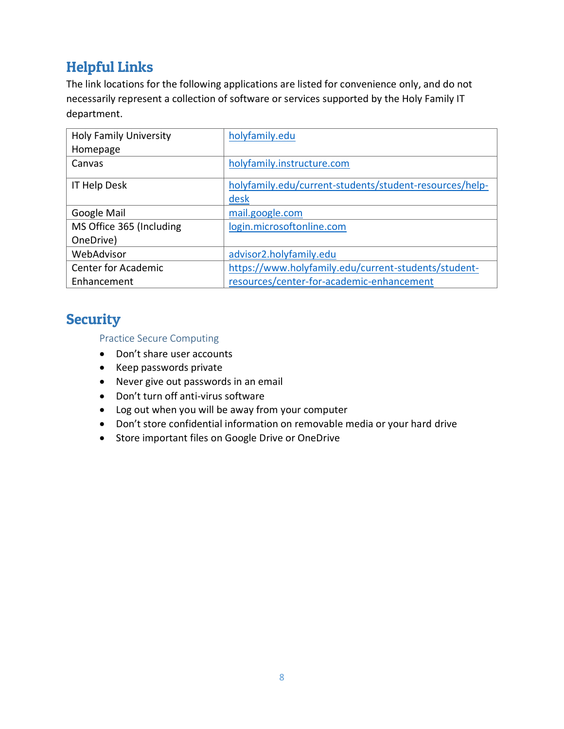## Helpful Links

The link locations for the following applications are listed for convenience only, and do not necessarily represent a collection of software or services supported by the Holy Family IT department.

| | |
|---|---|
| Holy Family University Homepage | holyfamily.edu |
| Canvas | holyfamily.instructure.com |
| IT Help Desk | holyfamily.edu/current-students/student-resources/help-desk |
| Google Mail | mail.google.com |
| MS Office 365 (Including OneDrive) | login.microsoftonline.com |
| WebAdvisor | advisor2.holyfamily.edu |
| Center for Academic Enhancement | https://www.holyfamily.edu/current-students/student-resources/center-for-academic-enhancement |

## Security

### Practice Secure Computing

- Don't share user accounts
- Keep passwords private
- Never give out passwords in an email
- Don't turn off anti-virus software
- Log out when you will be away from your computer
- Don't store confidential information on removable media or your hard drive
- Store important files on Google Drive or OneDrive